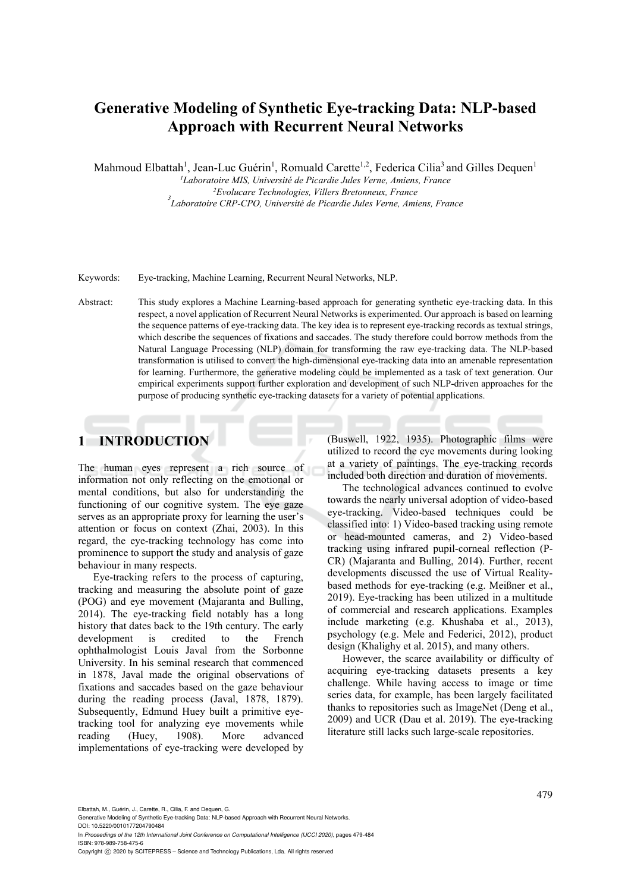# Generative Modeling of Synthetic Eye-tracking Data: NLP-based Approach with Recurrent Neural Networks

Mahmoud Elbattah[1], Jean-Luc Guérin[1], Romuald Carette[1,2], Federica Cilia[3] and Gilles Dequen[1]

[1]*Laboratoire MIS, Université de Picardie Jules Verne, Amiens, France*
[2]*Evolucare Technologies, Villers Bretonneux, France*
[3]*Laboratoire CRP-CPO, Université de Picardie Jules Verne, Amiens, France*

Keywords: Eye-tracking, Machine Learning, Recurrent Neural Networks, NLP.

Abstract: This study explores a Machine Learning-based approach for generating synthetic eye-tracking data. In this respect, a novel application of Recurrent Neural Networks is experimented. Our approach is based on learning the sequence patterns of eye-tracking data. The key idea is to represent eye-tracking records as textual strings, which describe the sequences of fixations and saccades. The study therefore could borrow methods from the Natural Language Processing (NLP) domain for transforming the raw eye-tracking data. The NLP-based transformation is utilised to convert the high-dimensional eye-tracking data into an amenable representation for learning. Furthermore, the generative modeling could be implemented as a task of text generation. Our empirical experiments support further exploration and development of such NLP-driven approaches for the purpose of producing synthetic eye-tracking datasets for a variety of potential applications.

## 1 INTRODUCTION

The human eyes represent a rich source of information not only reflecting on the emotional or mental conditions, but also for understanding the functioning of our cognitive system. The eye gaze serves as an appropriate proxy for learning the user's attention or focus on context (Zhai, 2003). In this regard, the eye-tracking technology has come into prominence to support the study and analysis of gaze behaviour in many respects.

Eye-tracking refers to the process of capturing, tracking and measuring the absolute point of gaze (POG) and eye movement (Majaranta and Bulling, 2014). The eye-tracking field notably has a long history that dates back to the 19th century. The early development is credited to the French ophthalmologist Louis Javal from the Sorbonne University. In his seminal research that commenced in 1878, Javal made the original observations of fixations and saccades based on the gaze behaviour during the reading process (Javal, 1878, 1879). Subsequently, Edmund Huey built a primitive eye-tracking tool for analyzing eye movements while reading (Huey, 1908). More advanced implementations of eye-tracking were developed by (Buswell, 1922, 1935). Photographic films were utilized to record the eye movements during looking at a variety of paintings. The eye-tracking records included both direction and duration of movements.

The technological advances continued to evolve towards the nearly universal adoption of video-based eye-tracking. Video-based techniques could be classified into: 1) Video-based tracking using remote or head-mounted cameras, and 2) Video-based tracking using infrared pupil-corneal reflection (P-CR) (Majaranta and Bulling, 2014). Further, recent developments discussed the use of Virtual Reality-based methods for eye-tracking (e.g. Meißner et al., 2019). Eye-tracking has been utilized in a multitude of commercial and research applications. Examples include marketing (e.g. Khushaba et al., 2013), psychology (e.g. Mele and Federici, 2012), product design (Khalighy et al. 2015), and many others.

However, the scarce availability or difficulty of acquiring eye-tracking datasets presents a key challenge. While having access to image or time series data, for example, has been largely facilitated thanks to repositories such as ImageNet (Deng et al., 2009) and UCR (Dau et al. 2019). The eye-tracking literature still lacks such large-scale repositories.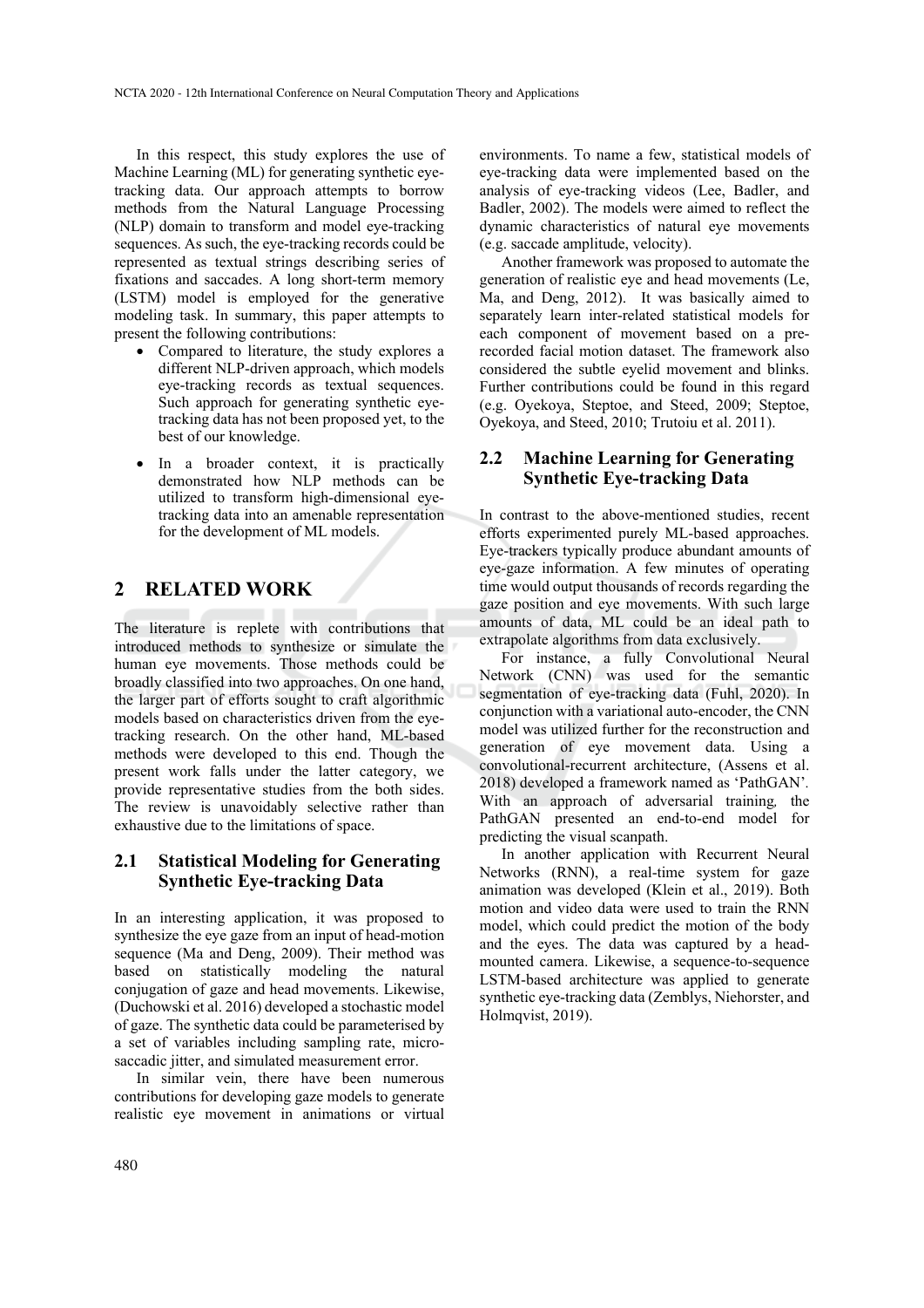In this respect, this study explores the use of Machine Learning (ML) for generating synthetic eye-tracking data. Our approach attempts to borrow methods from the Natural Language Processing (NLP) domain to transform and model eye-tracking sequences. As such, the eye-tracking records could be represented as textual strings describing series of fixations and saccades. A long short-term memory (LSTM) model is employed for the generative modeling task. In summary, this paper attempts to present the following contributions:

- Compared to literature, the study explores a different NLP-driven approach, which models eye-tracking records as textual sequences. Such approach for generating synthetic eye-tracking data has not been proposed yet, to the best of our knowledge.
- In a broader context, it is practically demonstrated how NLP methods can be utilized to transform high-dimensional eye-tracking data into an amenable representation for the development of ML models.

## 2 RELATED WORK

The literature is replete with contributions that introduced methods to synthesize or simulate the human eye movements. Those methods could be broadly classified into two approaches. On one hand, the larger part of efforts sought to craft algorithmic models based on characteristics driven from the eye-tracking research. On the other hand, ML-based methods were developed to this end. Though the present work falls under the latter category, we provide representative studies from the both sides. The review is unavoidably selective rather than exhaustive due to the limitations of space.

### 2.1 Statistical Modeling for Generating Synthetic Eye-tracking Data

In an interesting application, it was proposed to synthesize the eye gaze from an input of head-motion sequence (Ma and Deng, 2009). Their method was based on statistically modeling the natural conjugation of gaze and head movements. Likewise, (Duchowski et al. 2016) developed a stochastic model of gaze. The synthetic data could be parameterised by a set of variables including sampling rate, micro-saccadic jitter, and simulated measurement error.

In similar vein, there have been numerous contributions for developing gaze models to generate realistic eye movement in animations or virtual environments. To name a few, statistical models of eye-tracking data were implemented based on the analysis of eye-tracking videos (Lee, Badler, and Badler, 2002). The models were aimed to reflect the dynamic characteristics of natural eye movements (e.g. saccade amplitude, velocity).

Another framework was proposed to automate the generation of realistic eye and head movements (Le, Ma, and Deng, 2012). It was basically aimed to separately learn inter-related statistical models for each component of movement based on a pre-recorded facial motion dataset. The framework also considered the subtle eyelid movement and blinks. Further contributions could be found in this regard (e.g. Oyekoya, Steptoe, and Steed, 2009; Steptoe, Oyekoya, and Steed, 2010; Trutoiu et al. 2011).

### 2.2 Machine Learning for Generating Synthetic Eye-tracking Data

In contrast to the above-mentioned studies, recent efforts experimented purely ML-based approaches. Eye-trackers typically produce abundant amounts of eye-gaze information. A few minutes of operating time would output thousands of records regarding the gaze position and eye movements. With such large amounts of data, ML could be an ideal path to extrapolate algorithms from data exclusively.

For instance, a fully Convolutional Neural Network (CNN) was used for the semantic segmentation of eye-tracking data (Fuhl, 2020). In conjunction with a variational auto-encoder, the CNN model was utilized further for the reconstruction and generation of eye movement data. Using a convolutional-recurrent architecture, (Assens et al. 2018) developed a framework named as 'PathGAN'. With an approach of adversarial training, the PathGAN presented an end-to-end model for predicting the visual scanpath.

In another application with Recurrent Neural Networks (RNN), a real-time system for gaze animation was developed (Klein et al., 2019). Both motion and video data were used to train the RNN model, which could predict the motion of the body and the eyes. The data was captured by a head-mounted camera. Likewise, a sequence-to-sequence LSTM-based architecture was applied to generate synthetic eye-tracking data (Zemblys, Niehorster, and Holmqvist, 2019).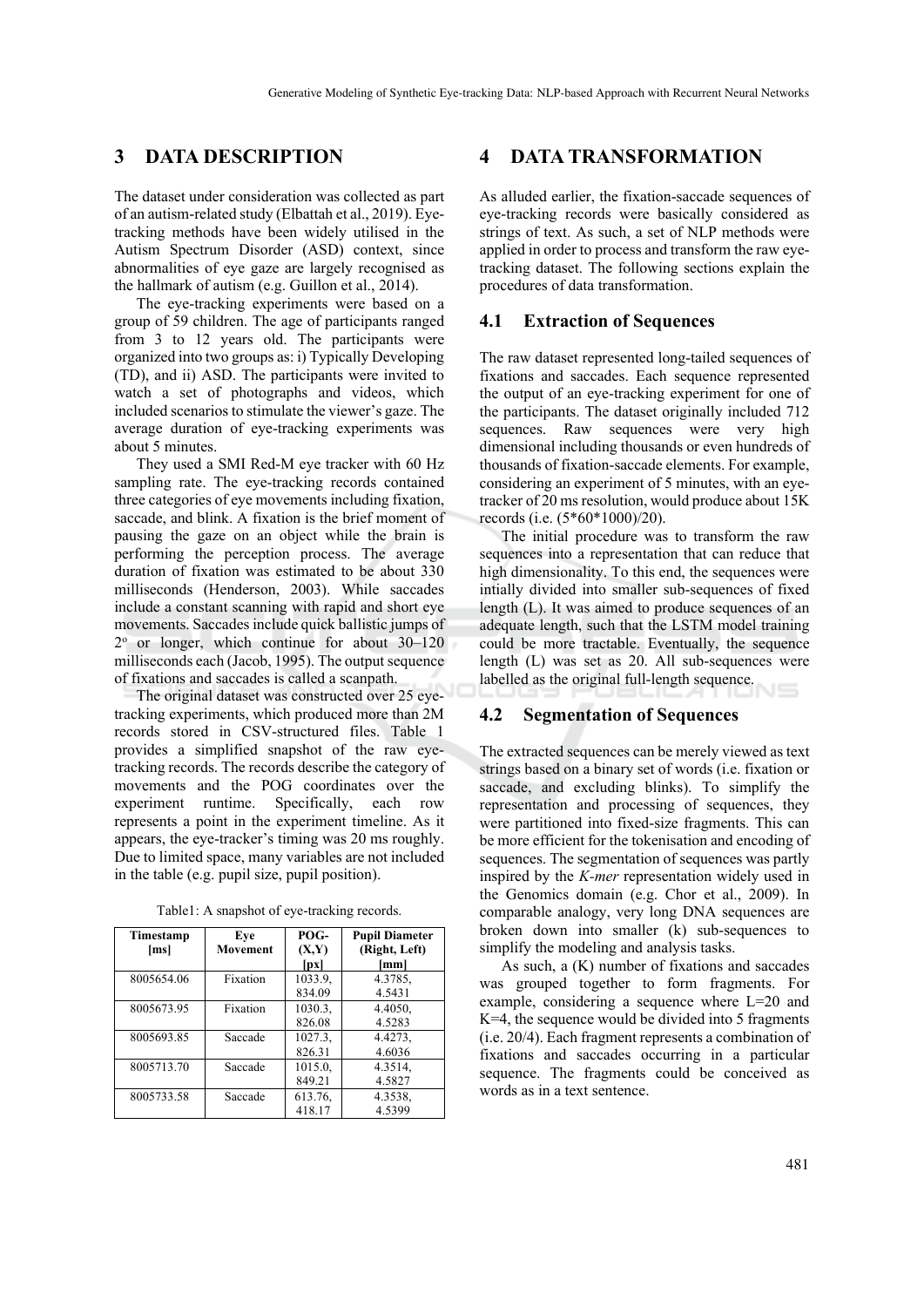## 3 DATA DESCRIPTION

The dataset under consideration was collected as part of an autism-related study (Elbattah et al., 2019). Eye-tracking methods have been widely utilised in the Autism Spectrum Disorder (ASD) context, since abnormalities of eye gaze are largely recognised as the hallmark of autism (e.g. Guillon et al., 2014).

The eye-tracking experiments were based on a group of 59 children. The age of participants ranged from 3 to 12 years old. The participants were organized into two groups as: i) Typically Developing (TD), and ii) ASD. The participants were invited to watch a set of photographs and videos, which included scenarios to stimulate the viewer's gaze. The average duration of eye-tracking experiments was about 5 minutes.

They used a SMI Red-M eye tracker with 60 Hz sampling rate. The eye-tracking records contained three categories of eye movements including fixation, saccade, and blink. A fixation is the brief moment of pausing the gaze on an object while the brain is performing the perception process. The average duration of fixation was estimated to be about 330 milliseconds (Henderson, 2003). While saccades include a constant scanning with rapid and short eye movements. Saccades include quick ballistic jumps of $2^o$ or longer, which continue for about 30–120 milliseconds each (Jacob, 1995). The output sequence of fixations and saccades is called a scanpath.

The original dataset was constructed over 25 eye-tracking experiments, which produced more than 2M records stored in CSV-structured files. Table 1 provides a simplified snapshot of the raw eye-tracking records. The records describe the category of movements and the POG coordinates over the experiment runtime. Specifically, each row represents a point in the experiment timeline. As it appears, the eye-tracker's timing was 20 ms roughly. Due to limited space, many variables are not included in the table (e.g. pupil size, pupil position).

Table1: A snapshot of eye-tracking records.

| Timestamp [ms] | Eye Movement | POG-(X,Y) [px] | Pupil Diameter (Right, Left) [mm] |
|---|---|---|---|
| 8005654.06 | Fixation | 1033.9, 834.09 | 4.3785, 4.5431 |
| 8005673.95 | Fixation | 1030.3, 826.08 | 4.4050, 4.5283 |
| 8005693.85 | Saccade | 1027.3, 826.31 | 4.4273, 4.6036 |
| 8005713.70 | Saccade | 1015.0, 849.21 | 4.3514, 4.5827 |
| 8005733.58 | Saccade | 613.76, 418.17 | 4.3538, 4.5399 |

## 4 DATA TRANSFORMATION

As alluded earlier, the fixation-saccade sequences of eye-tracking records were basically considered as strings of text. As such, a set of NLP methods were applied in order to process and transform the raw eye-tracking dataset. The following sections explain the procedures of data transformation.

### 4.1 Extraction of Sequences

The raw dataset represented long-tailed sequences of fixations and saccades. Each sequence represented the output of an eye-tracking experiment for one of the participants. The dataset originally included 712 sequences. Raw sequences were very high dimensional including thousands or even hundreds of thousands of fixation-saccade elements. For example, considering an experiment of 5 minutes, with an eye-tracker of 20 ms resolution, would produce about 15K records (i.e. (5\*60\*1000)/20).

The initial procedure was to transform the raw sequences into a representation that can reduce that high dimensionality. To this end, the sequences were intially divided into smaller sub-sequences of fixed length (L). It was aimed to produce sequences of an adequate length, such that the LSTM model training could be more tractable. Eventually, the sequence length (L) was set as 20. All sub-sequences were labelled as the original full-length sequence.

### 4.2 Segmentation of Sequences

The extracted sequences can be merely viewed as text strings based on a binary set of words (i.e. fixation or saccade, and excluding blinks). To simplify the representation and processing of sequences, they were partitioned into fixed-size fragments. This can be more efficient for the tokenisation and encoding of sequences. The segmentation of sequences was partly inspired by the *K-mer* representation widely used in the Genomics domain (e.g. Chor et al., 2009). In comparable analogy, very long DNA sequences are broken down into smaller (k) sub-sequences to simplify the modeling and analysis tasks.

As such, a (K) number of fixations and saccades was grouped together to form fragments. For example, considering a sequence where L=20 and K=4, the sequence would be divided into 5 fragments (i.e. 20/4). Each fragment represents a combination of fixations and saccades occurring in a particular sequence. The fragments could be conceived as words as in a text sentence.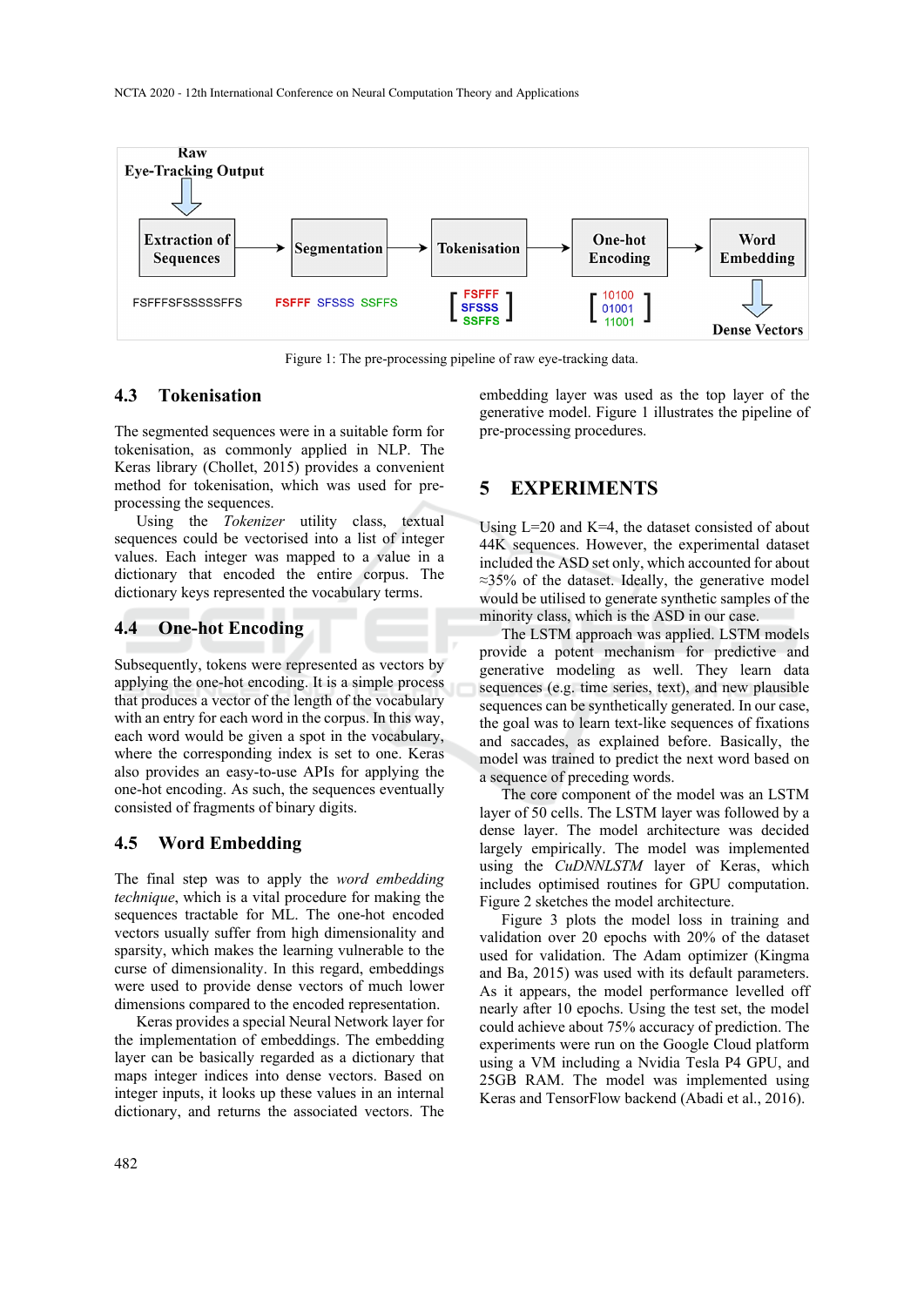Figure 1: The pre-processing pipeline of raw eye-tracking data.

### 4.3 Tokenisation

The segmented sequences were in a suitable form for tokenisation, as commonly applied in NLP. The Keras library (Chollet, 2015) provides a convenient method for tokenisation, which was used for pre-processing the sequences.

Using the *Tokenizer* utility class, textual sequences could be vectorised into a list of integer values. Each integer was mapped to a value in a dictionary that encoded the entire corpus. The dictionary keys represented the vocabulary terms.

### 4.4 One-hot Encoding

Subsequently, tokens were represented as vectors by applying the one-hot encoding. It is a simple process that produces a vector of the length of the vocabulary with an entry for each word in the corpus. In this way, each word would be given a spot in the vocabulary, where the corresponding index is set to one. Keras also provides an easy-to-use APIs for applying the one-hot encoding. As such, the sequences eventually consisted of fragments of binary digits.

### 4.5 Word Embedding

The final step was to apply the *word embedding technique*, which is a vital procedure for making the sequences tractable for ML. The one-hot encoded vectors usually suffer from high dimensionality and sparsity, which makes the learning vulnerable to the curse of dimensionality. In this regard, embeddings were used to provide dense vectors of much lower dimensions compared to the encoded representation.

Keras provides a special Neural Network layer for the implementation of embeddings. The embedding layer can be basically regarded as a dictionary that maps integer indices into dense vectors. Based on integer inputs, it looks up these values in an internal dictionary, and returns the associated vectors. The embedding layer was used as the top layer of the generative model. Figure 1 illustrates the pipeline of pre-processing procedures.

## 5 EXPERIMENTS

Using L=20 and K=4, the dataset consisted of about 44K sequences. However, the experimental dataset included the ASD set only, which accounted for about ≈35% of the dataset. Ideally, the generative model would be utilised to generate synthetic samples of the minority class, which is the ASD in our case.

The LSTM approach was applied. LSTM models provide a potent mechanism for predictive and generative modeling as well. They learn data sequences (e.g. time series, text), and new plausible sequences can be synthetically generated. In our case, the goal was to learn text-like sequences of fixations and saccades, as explained before. Basically, the model was trained to predict the next word based on a sequence of preceding words.

The core component of the model was an LSTM layer of 50 cells. The LSTM layer was followed by a dense layer. The model architecture was decided largely empirically. The model was implemented using the *CuDNNLSTM* layer of Keras, which includes optimised routines for GPU computation. Figure 2 sketches the model architecture.

Figure 3 plots the model loss in training and validation over 20 epochs with 20% of the dataset used for validation. The Adam optimizer (Kingma and Ba, 2015) was used with its default parameters. As it appears, the model performance levelled off nearly after 10 epochs. Using the test set, the model could achieve about 75% accuracy of prediction. The experiments were run on the Google Cloud platform using a VM including a Nvidia Tesla P4 GPU, and 25GB RAM. The model was implemented using Keras and TensorFlow backend (Abadi et al., 2016).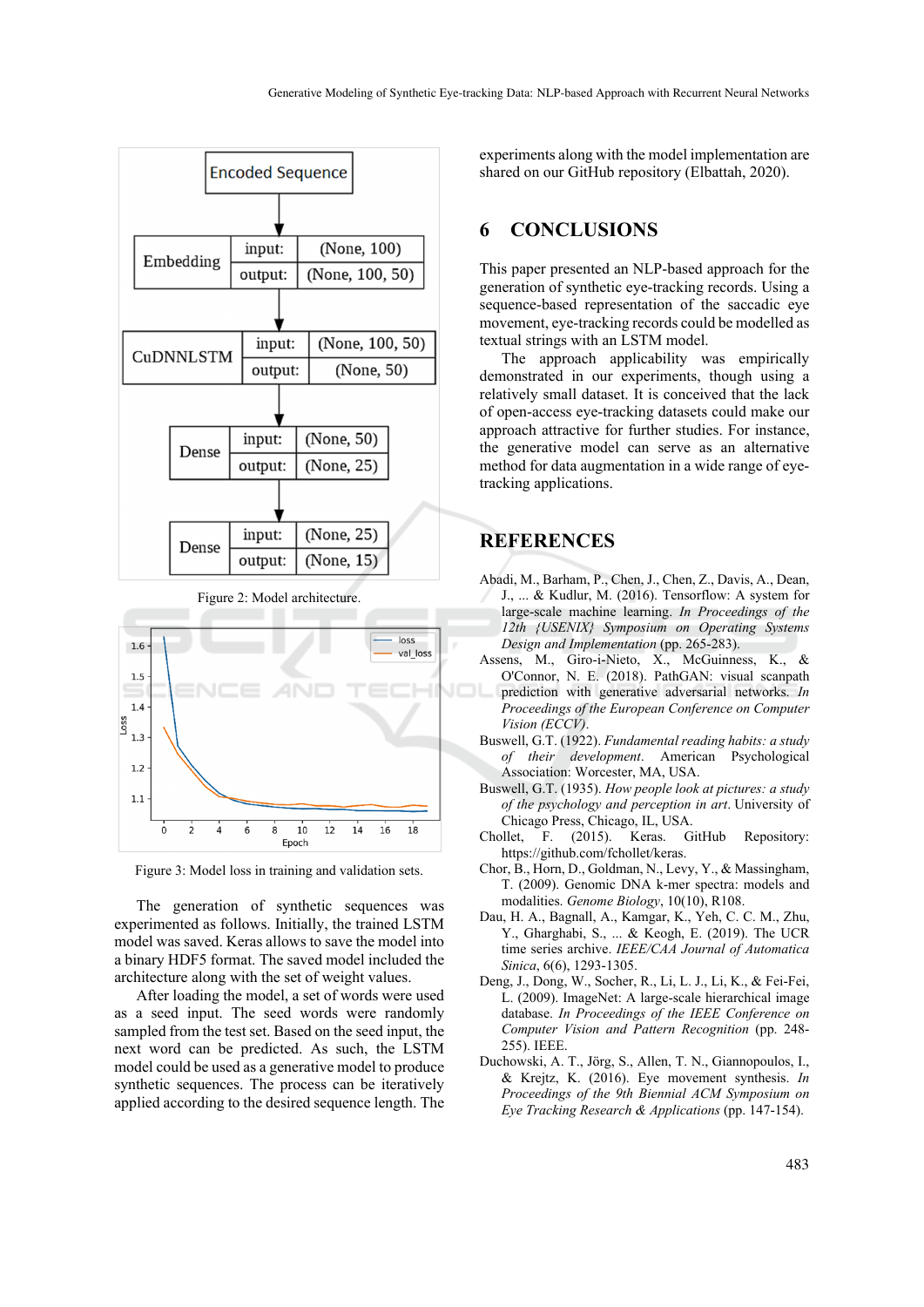Figure 2: Model architecture.

Figure 3: Model loss in training and validation sets.

The generation of synthetic sequences was experimented as follows. Initially, the trained LSTM model was saved. Keras allows to save the model into a binary HDF5 format. The saved model included the architecture along with the set of weight values.

After loading the model, a set of words were used as a seed input. The seed words were randomly sampled from the test set. Based on the seed input, the next word can be predicted. As such, the LSTM model could be used as a generative model to produce synthetic sequences. The process can be iteratively applied according to the desired sequence length. The experiments along with the model implementation are shared on our GitHub repository (Elbattah, 2020).

## 6 CONCLUSIONS

This paper presented an NLP-based approach for the generation of synthetic eye-tracking records. Using a sequence-based representation of the saccadic eye movement, eye-tracking records could be modelled as textual strings with an LSTM model.

The approach applicability was empirically demonstrated in our experiments, though using a relatively small dataset. It is conceived that the lack of open-access eye-tracking datasets could make our approach attractive for further studies. For instance, the generative model can serve as an alternative method for data augmentation in a wide range of eye-tracking applications.

## REFERENCES

Abadi, M., Barham, P., Chen, J., Chen, Z., Davis, A., Dean, J., ... & Kudlur, M. (2016). Tensorflow: A system for large-scale machine learning. *In Proceedings of the 12th {USENIX} Symposium on Operating Systems Design and Implementation* (pp. 265-283).

Assens, M., Giro-i-Nieto, X., McGuinness, K., & O'Connor, N. E. (2018). PathGAN: visual scanpath prediction with generative adversarial networks. *In Proceedings of the European Conference on Computer Vision (ECCV)*.

Buswell, G.T. (1922). *Fundamental reading habits: a study of their development*. American Psychological Association: Worcester, MA, USA.

Buswell, G.T. (1935). *How people look at pictures: a study of the psychology and perception in art*. University of Chicago Press, Chicago, IL, USA.

Chollet, F. (2015). Keras. GitHub Repository: https://github.com/fchollet/keras.

Chor, B., Horn, D., Goldman, N., Levy, Y., & Massingham, T. (2009). Genomic DNA k-mer spectra: models and modalities. *Genome Biology*, 10(10), R108.

Dau, H. A., Bagnall, A., Kamgar, K., Yeh, C. C. M., Zhu, Y., Gharghabi, S., ... & Keogh, E. (2019). The UCR time series archive. *IEEE/CAA Journal of Automatica Sinica*, 6(6), 1293-1305.

Deng, J., Dong, W., Socher, R., Li, L. J., Li, K., & Fei-Fei, L. (2009). ImageNet: A large-scale hierarchical image database. *In Proceedings of the IEEE Conference on Computer Vision and Pattern Recognition* (pp. 248-255). IEEE.

Duchowski, A. T., Jörg, S., Allen, T. N., Giannopoulos, I., & Krejtz, K. (2016). Eye movement synthesis. *In Proceedings of the 9th Biennial ACM Symposium on Eye Tracking Research & Applications* (pp. 147-154).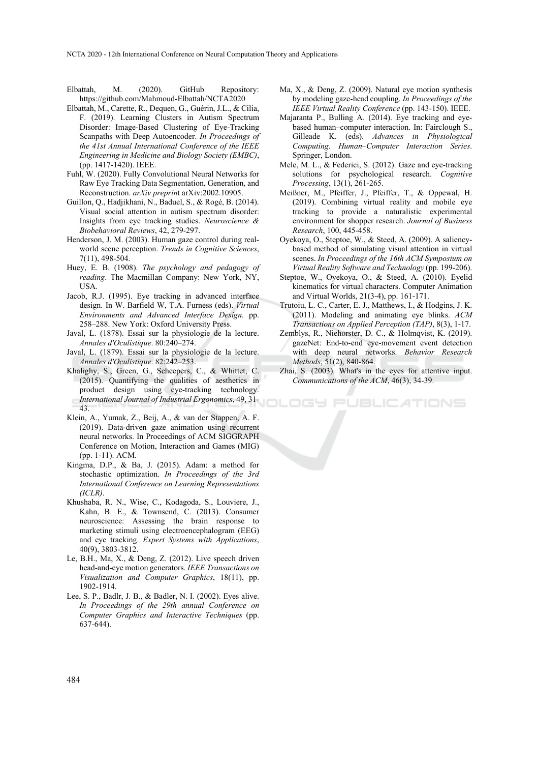Elbattah, M. (2020). GitHub Repository: https://github.com/Mahmoud-Elbattah/NCTA2020

Elbattah, M., Carette, R., Dequen, G., Guérin, J.L., & Cilia, F. (2019). Learning Clusters in Autism Spectrum Disorder: Image-Based Clustering of Eye-Tracking Scanpaths with Deep Autoencoder. *In Proceedings of the 41st Annual International Conference of the IEEE Engineering in Medicine and Biology Society (EMBC)*, (pp. 1417-1420). IEEE.

Fuhl, W. (2020). Fully Convolutional Neural Networks for Raw Eye Tracking Data Segmentation, Generation, and Reconstruction. *arXiv preprint* arXiv:2002.10905.

Guillon, Q., Hadjikhani, N., Baduel, S., & Rogé, B. (2014). Visual social attention in autism spectrum disorder: Insights from eye tracking studies. *Neuroscience & Biobehavioral Reviews*, 42, 279-297.

Henderson, J. M. (2003). Human gaze control during real-world scene perception. *Trends in Cognitive Sciences*, 7(11), 498-504.

Huey, E. B. (1908). *The psychology and pedagogy of reading*. The Macmillan Company: New York, NY, USA.

Jacob, R.J. (1995). Eye tracking in advanced interface design. In W. Barfield W, T.A. Furness (eds). *Virtual Environments and Advanced Interface Design.* pp. 258–288. New York: Oxford University Press.

Javal, L. (1878). Essai sur la physiologie de la lecture. *Annales d'Oculistique*. 80:240–274.

Javal, L. (1879). Essai sur la physiologie de la lecture. *Annales d'Oculistique*. 82:242–253.

Khalighy, S., Green, G., Scheepers, C., & Whittet, C. (2015). Quantifying the qualities of aesthetics in product design using eye-tracking technology. *International Journal of Industrial Ergonomics*, 49, 31-43.

Klein, A., Yumak, Z., Beij, A., & van der Stappen, A. F. (2019). Data-driven gaze animation using recurrent neural networks. In Proceedings of ACM SIGGRAPH Conference on Motion, Interaction and Games (MIG) (pp. 1-11). ACM.

Kingma, D.P., & Ba, J. (2015). Adam: a method for stochastic optimization. *In Proceedings of the 3rd International Conference on Learning Representations (ICLR)*.

Khushaba, R. N., Wise, C., Kodagoda, S., Louviere, J., Kahn, B. E., & Townsend, C. (2013). Consumer neuroscience: Assessing the brain response to marketing stimuli using electroencephalogram (EEG) and eye tracking. *Expert Systems with Applications*, 40(9), 3803-3812.

Le, B.H., Ma, X., & Deng, Z. (2012). Live speech driven head-and-eye motion generators. *IEEE Transactions on Visualization and Computer Graphics*, 18(11), pp. 1902-1914.

Lee, S. P., Badlr, J. B., & Badler, N. I. (2002). Eyes alive. *In Proceedings of the 29th annual Conference on Computer Graphics and Interactive Techniques* (pp. 637-644).

Ma, X., & Deng, Z. (2009). Natural eye motion synthesis by modeling gaze-head coupling. *In Proceedings of the IEEE Virtual Reality Conference* (pp. 143-150). IEEE.

Majaranta P., Bulling A. (2014). Eye tracking and eye-based human–computer interaction. In: Fairclough S., Gilleade K. (eds). *Advances in Physiological Computing. Human–Computer Interaction Series*. Springer, London.

Mele, M. L., & Federici, S. (2012). Gaze and eye-tracking solutions for psychological research. *Cognitive Processing*, 13(1), 261-265.

Meißner, M., Pfeiffer, J., Pfeiffer, T., & Oppewal, H. (2019). Combining virtual reality and mobile eye tracking to provide a naturalistic experimental environment for shopper research. *Journal of Business Research*, 100, 445-458.

Oyekoya, O., Steptoe, W., & Steed, A. (2009). A saliency-based method of simulating visual attention in virtual scenes. *In Proceedings of the 16th ACM Symposium on Virtual Reality Software and Technology* (pp. 199-206).

Steptoe, W., Oyekoya, O., & Steed, A. (2010). Eyelid kinematics for virtual characters. Computer Animation and Virtual Worlds, 21(3-4), pp. 161-171.

Trutoiu, L. C., Carter, E. J., Matthews, I., & Hodgins, J. K. (2011). Modeling and animating eye blinks. *ACM Transactions on Applied Perception (TAP)*, 8(3), 1-17.

Zemblys, R., Niehorster, D. C., & Holmqvist, K. (2019). gazeNet: End-to-end eye-movement event detection with deep neural networks. *Behavior Research Methods*, 51(2), 840-864.

Zhai, S. (2003). What's in the eyes for attentive input. *Communications of the ACM*, 46(3), 34-39.